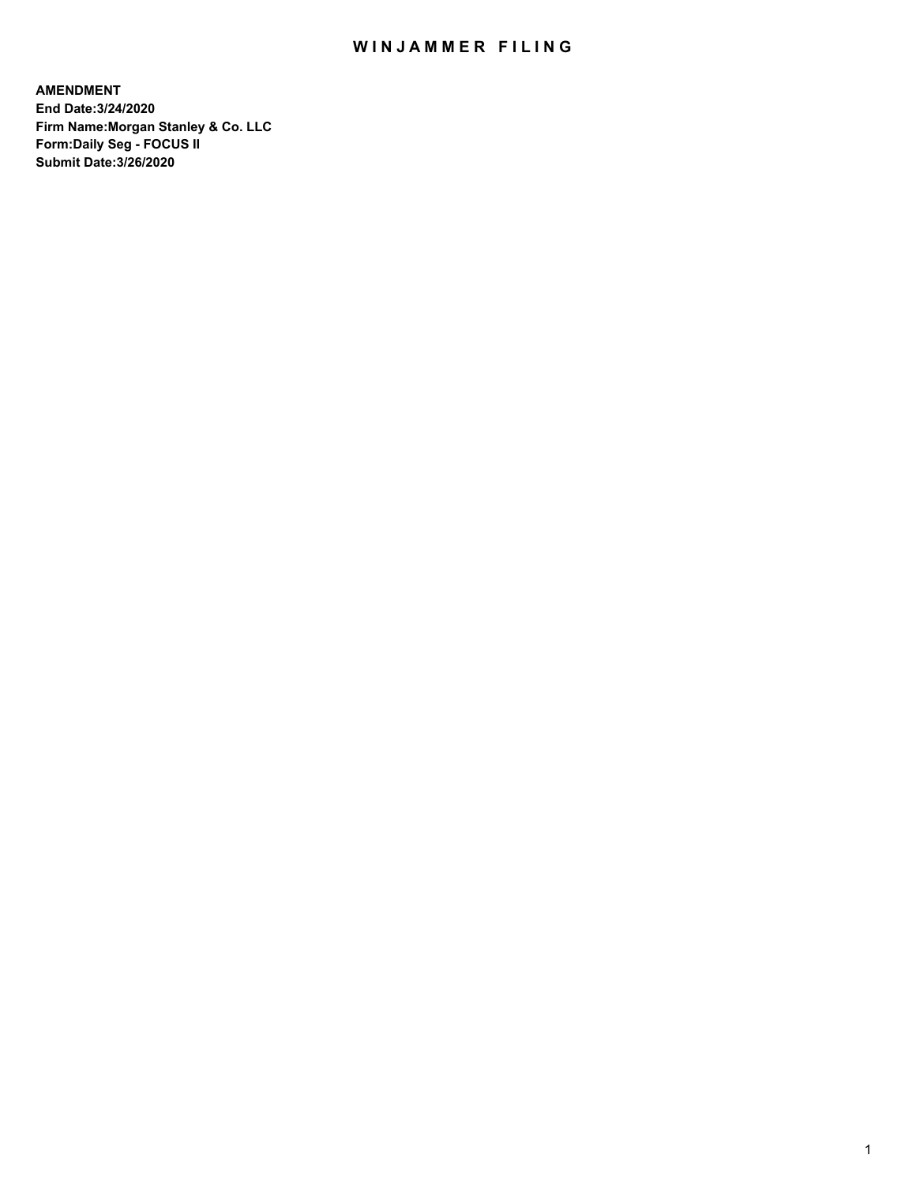# WINJAMMER FILING

**AMENDMENT**
**End Date:3/24/2020**
**Firm Name:Morgan Stanley & Co. LLC**
**Form:Daily Seg - FOCUS II**
**Submit Date:3/26/2020**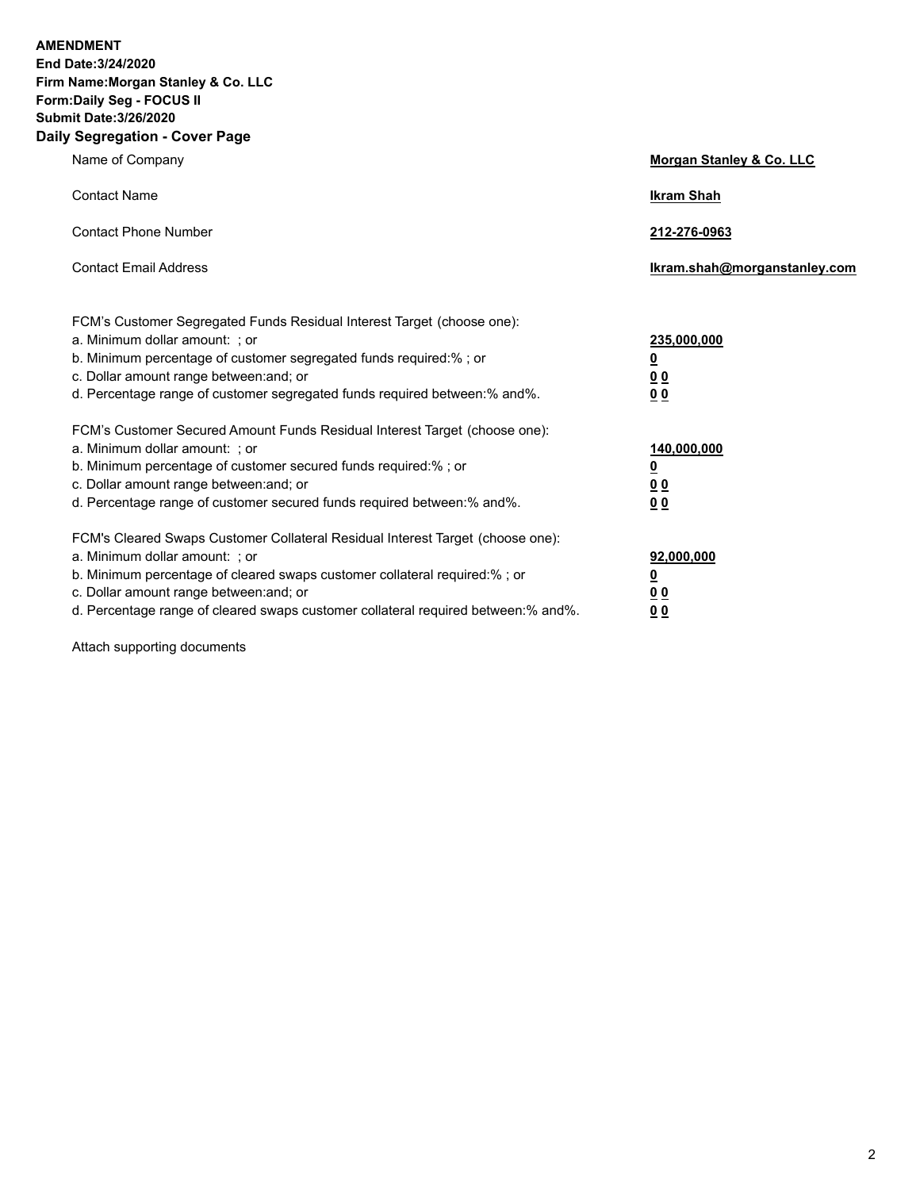**AMENDMENT**
**End Date:3/24/2020**
**Firm Name:Morgan Stanley & Co. LLC**
**Form:Daily Seg - FOCUS II**
**Submit Date:3/26/2020**

## Daily Segregation - Cover Page

| | |
|---|---|
| Name of Company | **Morgan Stanley & Co. LLC** |
| Contact Name | **Ikram Shah** |
| Contact Phone Number | **212-276-0963** |
| Contact Email Address | **Ikram.shah@morganstanley.com** |

| | |
|---|---|
| FCM's Customer Segregated Funds Residual Interest Target (choose one): | |
| a. Minimum dollar amount: ; or | **235,000,000** |
| b. Minimum percentage of customer segregated funds required:% ; or | **0** |
| c. Dollar amount range between:and; or | **0 0** |
| d. Percentage range of customer segregated funds required between:% and%. | **0 0** |

| | |
|---|---|
| FCM's Customer Secured Amount Funds Residual Interest Target (choose one): | |
| a. Minimum dollar amount: ; or | **140,000,000** |
| b. Minimum percentage of customer secured funds required:% ; or | **0** |
| c. Dollar amount range between:and; or | **0 0** |
| d. Percentage range of customer secured funds required between:% and%. | **0 0** |

| | |
|---|---|
| FCM's Cleared Swaps Customer Collateral Residual Interest Target (choose one): | |
| a. Minimum dollar amount: ; or | **92,000,000** |
| b. Minimum percentage of cleared swaps customer collateral required:% ; or | **0** |
| c. Dollar amount range between:and; or | **0 0** |
| d. Percentage range of cleared swaps customer collateral required between:% and%. | **0 0** |

Attach supporting documents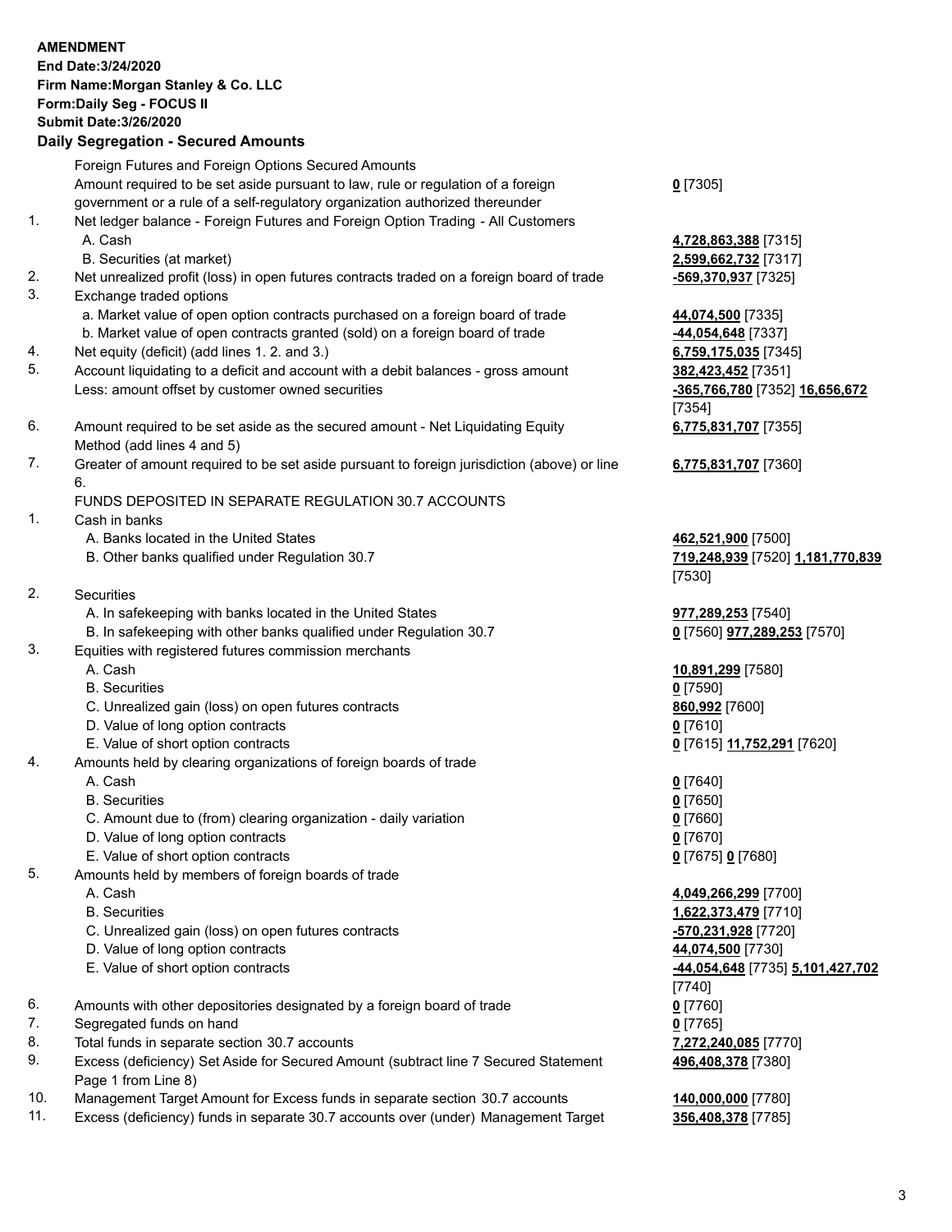**AMENDMENT**
**End Date:3/24/2020**
**Firm Name:Morgan Stanley & Co. LLC**
**Form:Daily Seg - FOCUS II**
**Submit Date:3/26/2020**

## Daily Segregation - Secured Amounts

| | | |
|---|---|---|
| | Foreign Futures and Foreign Options Secured Amounts | |
| | Amount required to be set aside pursuant to law, rule or regulation of a foreign government or a rule of a self-regulatory organization authorized thereunder | **0** [7305] |
| 1. | Net ledger balance - Foreign Futures and Foreign Option Trading - All Customers | |
| | A. Cash | **4,728,863,388** [7315] |
| | B. Securities (at market) | **2,599,662,732** [7317] |
| 2. | Net unrealized profit (loss) in open futures contracts traded on a foreign board of trade | **-569,370,937** [7325] |
| 3. | Exchange traded options | |
| | a. Market value of open option contracts purchased on a foreign board of trade | **44,074,500** [7335] |
| | b. Market value of open contracts granted (sold) on a foreign board of trade | **-44,054,648** [7337] |
| 4. | Net equity (deficit) (add lines 1. 2. and 3.) | **6,759,175,035** [7345] |
| 5. | Account liquidating to a deficit and account with a debit balances - gross amount | **382,423,452** [7351] |
| | Less: amount offset by customer owned securities | **-365,766,780** [7352] **16,656,672** [7354] |
| 6. | Amount required to be set aside as the secured amount - Net Liquidating Equity Method (add lines 4 and 5) | **6,775,831,707** [7355] |
| 7. | Greater of amount required to be set aside pursuant to foreign jurisdiction (above) or line 6. | **6,775,831,707** [7360] |
| | FUNDS DEPOSITED IN SEPARATE REGULATION 30.7 ACCOUNTS | |
| 1. | Cash in banks | |
| | A. Banks located in the United States | **462,521,900** [7500] |
| | B. Other banks qualified under Regulation 30.7 | **719,248,939** [7520] **1,181,770,839** [7530] |
| 2. | Securities | |
| | A. In safekeeping with banks located in the United States | **977,289,253** [7540] |
| | B. In safekeeping with other banks qualified under Regulation 30.7 | **0** [7560] **977,289,253** [7570] |
| 3. | Equities with registered futures commission merchants | |
| | A. Cash | **10,891,299** [7580] |
| | B. Securities | **0** [7590] |
| | C. Unrealized gain (loss) on open futures contracts | **860,992** [7600] |
| | D. Value of long option contracts | **0** [7610] |
| | E. Value of short option contracts | **0** [7615] **11,752,291** [7620] |
| 4. | Amounts held by clearing organizations of foreign boards of trade | |
| | A. Cash | **0** [7640] |
| | B. Securities | **0** [7650] |
| | C. Amount due to (from) clearing organization - daily variation | **0** [7660] |
| | D. Value of long option contracts | **0** [7670] |
| | E. Value of short option contracts | **0** [7675] **0** [7680] |
| 5. | Amounts held by members of foreign boards of trade | |
| | A. Cash | **4,049,266,299** [7700] |
| | B. Securities | **1,622,373,479** [7710] |
| | C. Unrealized gain (loss) on open futures contracts | **-570,231,928** [7720] |
| | D. Value of long option contracts | **44,074,500** [7730] |
| | E. Value of short option contracts | **-44,054,648** [7735] **5,101,427,702** [7740] |
| 6. | Amounts with other depositories designated by a foreign board of trade | **0** [7760] |
| 7. | Segregated funds on hand | **0** [7765] |
| 8. | Total funds in separate section 30.7 accounts | **7,272,240,085** [7770] |
| 9. | Excess (deficiency) Set Aside for Secured Amount (subtract line 7 Secured Statement Page 1 from Line 8) | **496,408,378** [7380] |
| 10. | Management Target Amount for Excess funds in separate section 30.7 accounts | **140,000,000** [7780] |
| 11. | Excess (deficiency) funds in separate 30.7 accounts over (under) Management Target | **356,408,378** [7785] |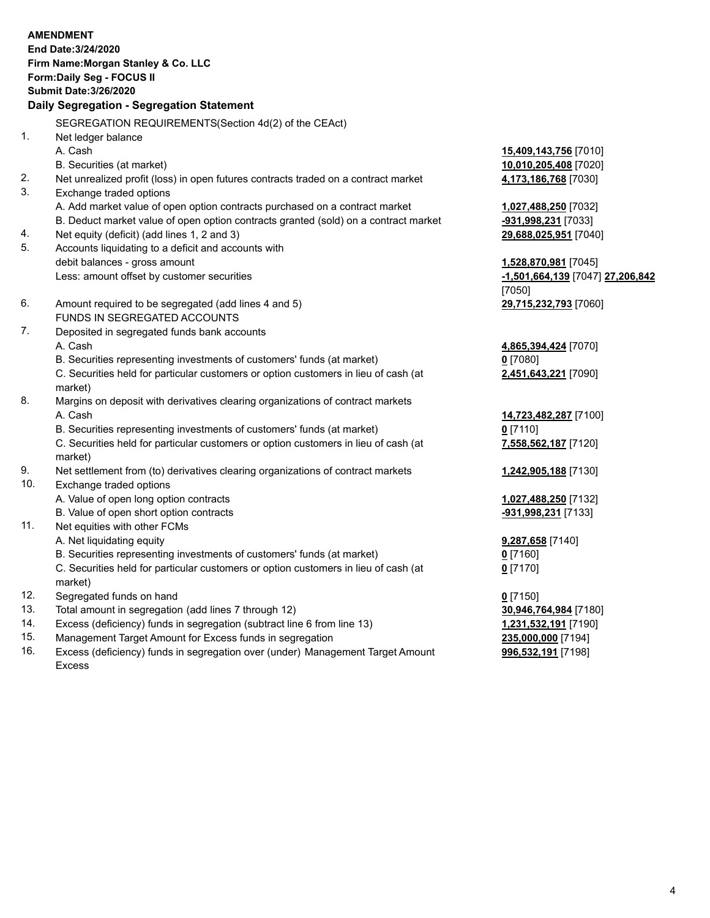**AMENDMENT**
**End Date:3/24/2020**
**Firm Name:Morgan Stanley & Co. LLC**
**Form:Daily Seg - FOCUS II**
**Submit Date:3/26/2020**

## Daily Segregation - Segregation Statement

SEGREGATION REQUIREMENTS(Section 4d(2) of the CEAct)

| | | |
|---|---|---|
| 1. | Net ledger balance | |
| | A. Cash | **15,409,143,756** [7010] |
| | B. Securities (at market) | **10,010,205,408** [7020] |
| 2. | Net unrealized profit (loss) in open futures contracts traded on a contract market | **4,173,186,768** [7030] |
| 3. | Exchange traded options | |
| | A. Add market value of open option contracts purchased on a contract market | **1,027,488,250** [7032] |
| | B. Deduct market value of open option contracts granted (sold) on a contract market | **-931,998,231** [7033] |
| 4. | Net equity (deficit) (add lines 1, 2 and 3) | **29,688,025,951** [7040] |
| 5. | Accounts liquidating to a deficit and accounts with debit balances - gross amount | **1,528,870,981** [7045] |
| | Less: amount offset by customer securities | **-1,501,664,139** [7047] **27,206,842** [7050] |
| 6. | Amount required to be segregated (add lines 4 and 5) | **29,715,232,793** [7060] |
| | FUNDS IN SEGREGATED ACCOUNTS | |
| 7. | Deposited in segregated funds bank accounts | |
| | A. Cash | **4,865,394,424** [7070] |
| | B. Securities representing investments of customers' funds (at market) | **0** [7080] |
| | C. Securities held for particular customers or option customers in lieu of cash (at market) | **2,451,643,221** [7090] |
| 8. | Margins on deposit with derivatives clearing organizations of contract markets | |
| | A. Cash | **14,723,482,287** [7100] |
| | B. Securities representing investments of customers' funds (at market) | **0** [7110] |
| | C. Securities held for particular customers or option customers in lieu of cash (at market) | **7,558,562,187** [7120] |
| 9. | Net settlement from (to) derivatives clearing organizations of contract markets | **1,242,905,188** [7130] |
| 10. | Exchange traded options | |
| | A. Value of open long option contracts | **1,027,488,250** [7132] |
| | B. Value of open short option contracts | **-931,998,231** [7133] |
| 11. | Net equities with other FCMs | |
| | A. Net liquidating equity | **9,287,658** [7140] |
| | B. Securities representing investments of customers' funds (at market) | **0** [7160] |
| | C. Securities held for particular customers or option customers in lieu of cash (at market) | **0** [7170] |
| 12. | Segregated funds on hand | **0** [7150] |
| 13. | Total amount in segregation (add lines 7 through 12) | **30,946,764,984** [7180] |
| 14. | Excess (deficiency) funds in segregation (subtract line 6 from line 13) | **1,231,532,191** [7190] |
| 15. | Management Target Amount for Excess funds in segregation | **235,000,000** [7194] |
| 16. | Excess (deficiency) funds in segregation over (under) Management Target Amount Excess | **996,532,191** [7198] |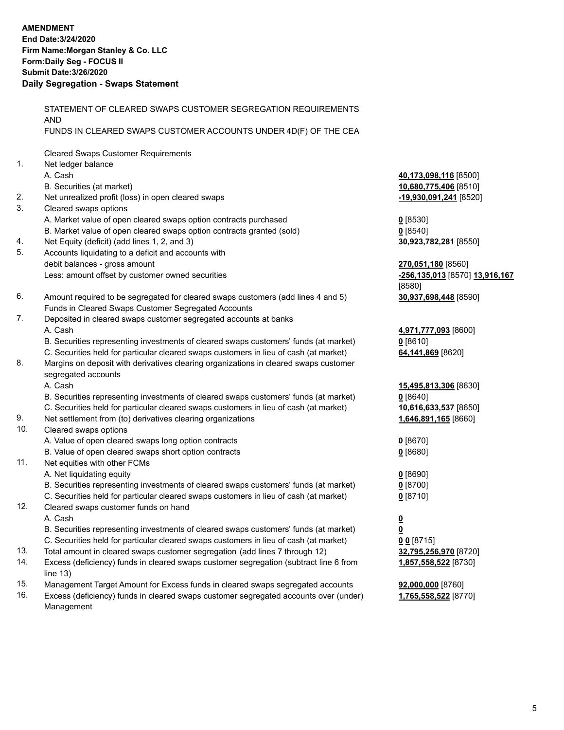**AMENDMENT**
**End Date:3/24/2020**
**Firm Name:Morgan Stanley & Co. LLC**
**Form:Daily Seg - FOCUS II**
**Submit Date:3/26/2020**
**Daily Segregation - Swaps Statement**

STATEMENT OF CLEARED SWAPS CUSTOMER SEGREGATION REQUIREMENTS AND
FUNDS IN CLEARED SWAPS CUSTOMER ACCOUNTS UNDER 4D(F) OF THE CEA

| | | |
|---|---|---|
| | Cleared Swaps Customer Requirements | |
| 1. | Net ledger balance | |
| | A. Cash | **40,173,098,116** [8500] |
| | B. Securities (at market) | **10,680,775,406** [8510] |
| 2. | Net unrealized profit (loss) in open cleared swaps | **-19,930,091,241** [8520] |
| 3. | Cleared swaps options | |
| | A. Market value of open cleared swaps option contracts purchased | **0** [8530] |
| | B. Market value of open cleared swaps option contracts granted (sold) | **0** [8540] |
| 4. | Net Equity (deficit) (add lines 1, 2, and 3) | **30,923,782,281** [8550] |
| 5. | Accounts liquidating to a deficit and accounts with debit balances - gross amount | **270,051,180** [8560] |
| | Less: amount offset by customer owned securities | **-256,135,013** [8570] **13,916,167** [8580] |
| 6. | Amount required to be segregated for cleared swaps customers (add lines 4 and 5) | **30,937,698,448** [8590] |
| | Funds in Cleared Swaps Customer Segregated Accounts | |
| 7. | Deposited in cleared swaps customer segregated accounts at banks | |
| | A. Cash | **4,971,777,093** [8600] |
| | B. Securities representing investments of cleared swaps customers' funds (at market) | **0** [8610] |
| | C. Securities held for particular cleared swaps customers in lieu of cash (at market) | **64,141,869** [8620] |
| 8. | Margins on deposit with derivatives clearing organizations in cleared swaps customer segregated accounts | |
| | A. Cash | **15,495,813,306** [8630] |
| | B. Securities representing investments of cleared swaps customers' funds (at market) | **0** [8640] |
| | C. Securities held for particular cleared swaps customers in lieu of cash (at market) | **10,616,633,537** [8650] |
| 9. | Net settlement from (to) derivatives clearing organizations | **1,646,891,165** [8660] |
| 10. | Cleared swaps options | |
| | A. Value of open cleared swaps long option contracts | **0** [8670] |
| | B. Value of open cleared swaps short option contracts | **0** [8680] |
| 11. | Net equities with other FCMs | |
| | A. Net liquidating equity | **0** [8690] |
| | B. Securities representing investments of cleared swaps customers' funds (at market) | **0** [8700] |
| | C. Securities held for particular cleared swaps customers in lieu of cash (at market) | **0** [8710] |
| 12. | Cleared swaps customer funds on hand | |
| | A. Cash | **0** |
| | B. Securities representing investments of cleared swaps customers' funds (at market) | **0** |
| | C. Securities held for particular cleared swaps customers in lieu of cash (at market) | **0** **0** [8715] |
| 13. | Total amount in cleared swaps customer segregation (add lines 7 through 12) | **32,795,256,970** [8720] |
| 14. | Excess (deficiency) funds in cleared swaps customer segregation (subtract line 6 from line 13) | **1,857,558,522** [8730] |
| 15. | Management Target Amount for Excess funds in cleared swaps segregated accounts | **92,000,000** [8760] |
| 16. | Excess (deficiency) funds in cleared swaps customer segregated accounts over (under) Management | **1,765,558,522** [8770] |